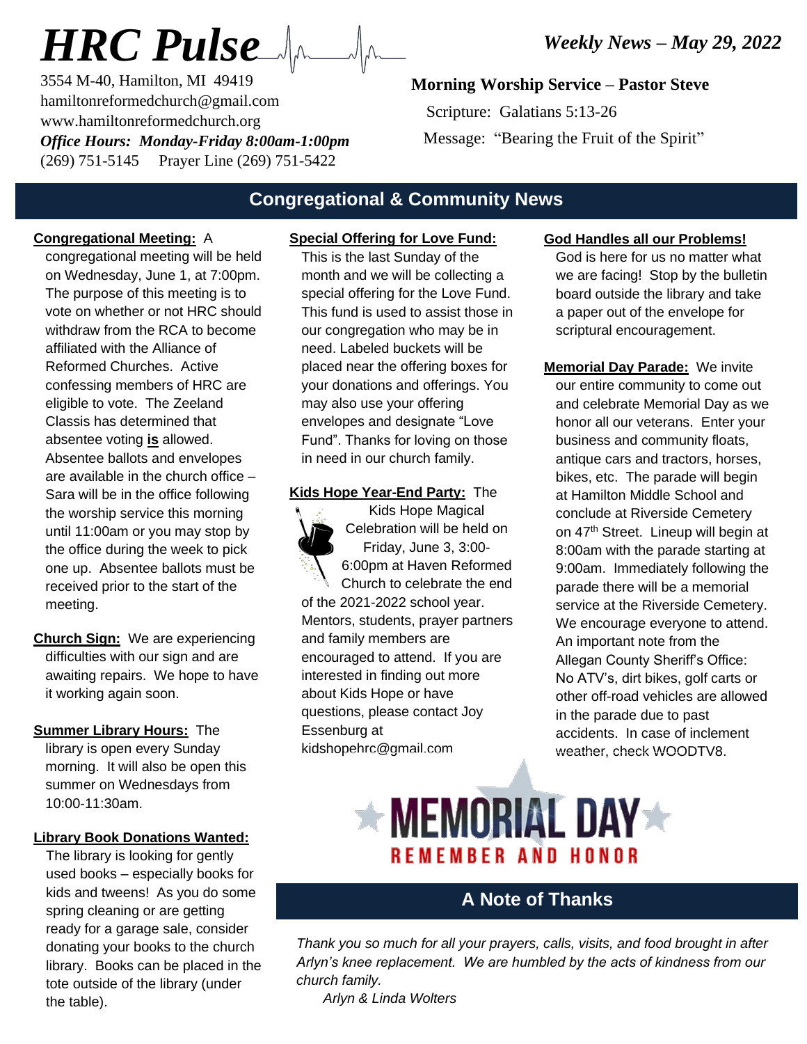# HRC Pulse

*Weekly News – May 29, 2022*

3554 M-40, Hamilton, MI 49419
hamiltonreformedchurch@gmail.com
www.hamiltonreformedchurch.org
*Office Hours: Monday-Friday 8:00am-1:00pm*
(269) 751-5145 Prayer Line (269) 751-5422

**Morning Worship Service – Pastor Steve**

Scripture: Galatians 5:13-26

Message: "Bearing the Fruit of the Spirit"

## Congregational & Community News

**Congregational Meeting:** A congregational meeting will be held on Wednesday, June 1, at 7:00pm. The purpose of this meeting is to vote on whether or not HRC should withdraw from the RCA to become affiliated with the Alliance of Reformed Churches. Active confessing members of HRC are eligible to vote. The Zeeland Classis has determined that absentee voting **is** allowed. Absentee ballots and envelopes are available in the church office – Sara will be in the office following the worship service this morning until 11:00am or you may stop by the office during the week to pick one up. Absentee ballots must be received prior to the start of the meeting.

**Church Sign:** We are experiencing difficulties with our sign and are awaiting repairs. We hope to have it working again soon.

**Summer Library Hours:** The library is open every Sunday morning. It will also be open this summer on Wednesdays from 10:00-11:30am.

**Library Book Donations Wanted:** The library is looking for gently used books – especially books for kids and tweens! As you do some spring cleaning or are getting ready for a garage sale, consider donating your books to the church library. Books can be placed in the tote outside of the library (under the table).

**Special Offering for Love Fund:** This is the last Sunday of the month and we will be collecting a special offering for the Love Fund. This fund is used to assist those in our congregation who may be in need. Labeled buckets will be placed near the offering boxes for your donations and offerings. You may also use your offering envelopes and designate "Love Fund". Thanks for loving on those in need in our church family.

**Kids Hope Year-End Party:** The Kids Hope Magical Celebration will be held on Friday, June 3, 3:00-6:00pm at Haven Reformed Church to celebrate the end of the 2021-2022 school year. Mentors, students, prayer partners and family members are encouraged to attend. If you are interested in finding out more about Kids Hope or have questions, please contact Joy Essenburg at kidshopehrc@gmail.com

**God Handles all our Problems!** God is here for us no matter what we are facing! Stop by the bulletin board outside the library and take a paper out of the envelope for scriptural encouragement.

**Memorial Day Parade:** We invite our entire community to come out and celebrate Memorial Day as we honor all our veterans. Enter your business and community floats, antique cars and tractors, horses, bikes, etc. The parade will begin at Hamilton Middle School and conclude at Riverside Cemetery on 47th Street. Lineup will begin at 8:00am with the parade starting at 9:00am. Immediately following the parade there will be a memorial service at the Riverside Cemetery. We encourage everyone to attend. An important note from the Allegan County Sheriff's Office: No ATV's, dirt bikes, golf carts or other off-road vehicles are allowed in the parade due to past accidents. In case of inclement weather, check WOODTV8.

MEMORIAL DAY
REMEMBER AND HONOR

## A Note of Thanks

*Thank you so much for all your prayers, calls, visits, and food brought in after Arlyn's knee replacement. We are humbled by the acts of kindness from our church family.*

*Arlyn & Linda Wolters*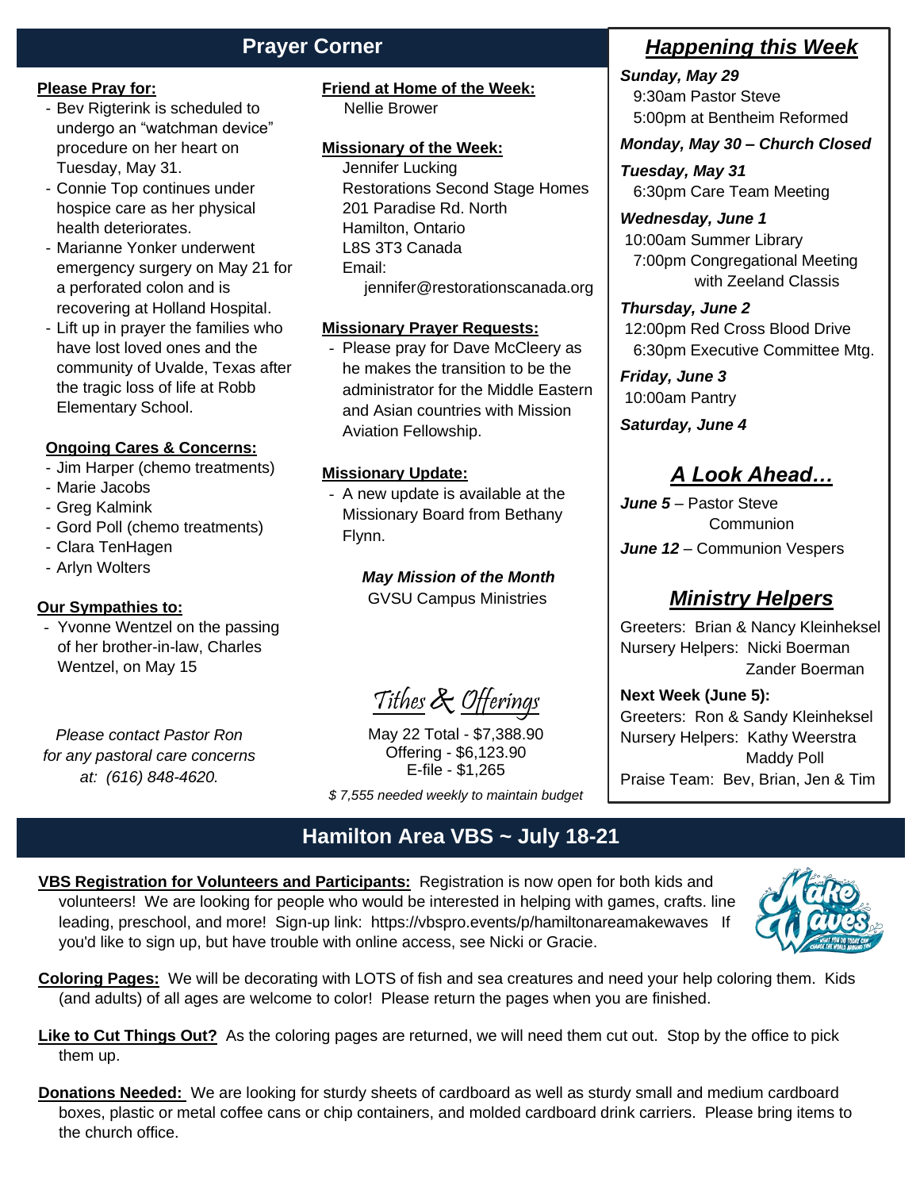## Prayer Corner

**Please Pray for:**

- Bev Rigterink is scheduled to undergo an "watchman device" procedure on her heart on Tuesday, May 31.
- Connie Top continues under hospice care as her physical health deteriorates.
- Marianne Yonker underwent emergency surgery on May 21 for a perforated colon and is recovering at Holland Hospital.
- Lift up in prayer the families who have lost loved ones and the community of Uvalde, Texas after the tragic loss of life at Robb Elementary School.

**Ongoing Cares & Concerns:**

- Jim Harper (chemo treatments)
- Marie Jacobs
- Greg Kalmink
- Gord Poll (chemo treatments)
- Clara TenHagen
- Arlyn Wolters

**Our Sympathies to:**

- Yvonne Wentzel on the passing of her brother-in-law, Charles Wentzel, on May 15

*Please contact Pastor Ron for any pastoral care concerns at: (616) 848-4620.*

**Friend at Home of the Week:**
Nellie Brower

**Missionary of the Week:**
Jennifer Lucking
Restorations Second Stage Homes
201 Paradise Rd. North
Hamilton, Ontario
L8S 3T3 Canada
Email:
jennifer@restorationscanada.org

**Missionary Prayer Requests:**

- Please pray for Dave McCleery as he makes the transition to be the administrator for the Middle Eastern and Asian countries with Mission Aviation Fellowship.

**Missionary Update:**

- A new update is available at the Missionary Board from Bethany Flynn.

***May Mission of the Month***
GVSU Campus Ministries

### Tithes & Offerings

May 22 Total - $7,388.90
Offering - $6,123.90
E-file - $1,265

*$ 7,555 needed weekly to maintain budget*

## *Happening this Week*

***Sunday, May 29***
9:30am Pastor Steve
5:00pm at Bentheim Reformed

***Monday, May 30 – Church Closed***

***Tuesday, May 31***
6:30pm Care Team Meeting

***Wednesday, June 1***
10:00am Summer Library
7:00pm Congregational Meeting with Zeeland Classis

***Thursday, June 2***
12:00pm Red Cross Blood Drive
6:30pm Executive Committee Mtg.

***Friday, June 3***
10:00am Pantry

***Saturday, June 4***

## *A Look Ahead…*

***June 5*** – Pastor Steve
Communion

***June 12*** – Communion Vespers

## *Ministry Helpers*

Greeters: Brian & Nancy Kleinheksel
Nursery Helpers: Nicki Boerman
Zander Boerman

**Next Week (June 5):**
Greeters: Ron & Sandy Kleinheksel
Nursery Helpers: Kathy Weerstra
Maddy Poll
Praise Team: Bev, Brian, Jen & Tim

## Hamilton Area VBS ~ July 18-21

**VBS Registration for Volunteers and Participants:** Registration is now open for both kids and volunteers! We are looking for people who would be interested in helping with games, crafts. line leading, preschool, and more! Sign-up link: https://vbspro.events/p/hamiltonareamakewaves If you'd like to sign up, but have trouble with online access, see Nicki or Gracie.

**Coloring Pages:** We will be decorating with LOTS of fish and sea creatures and need your help coloring them. Kids (and adults) of all ages are welcome to color! Please return the pages when you are finished.

**Like to Cut Things Out?** As the coloring pages are returned, we will need them cut out. Stop by the office to pick them up.

**Donations Needed:** We are looking for sturdy sheets of cardboard as well as sturdy small and medium cardboard boxes, plastic or metal coffee cans or chip containers, and molded cardboard drink carriers. Please bring items to the church office.